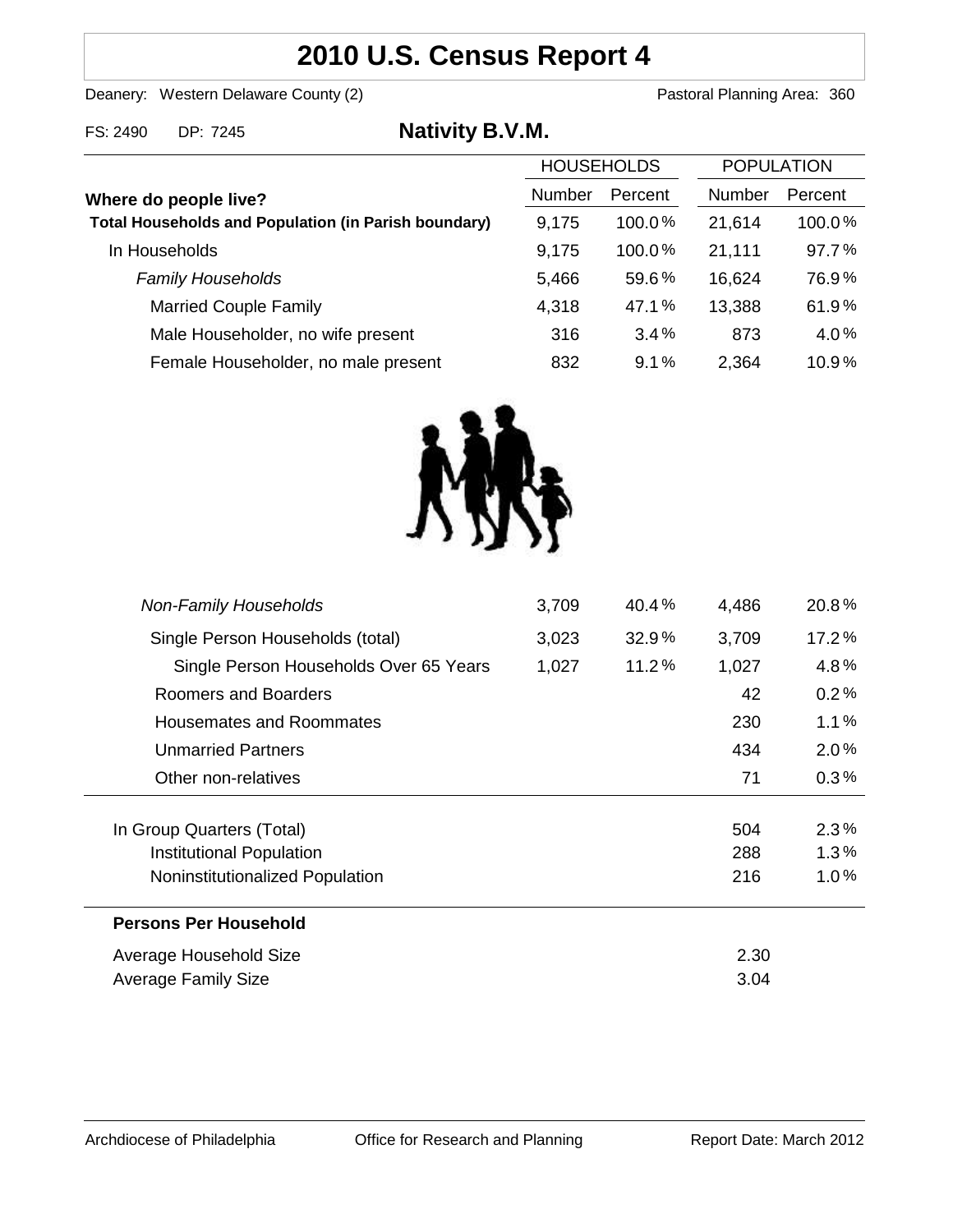# 2010 U.S. Census Report 4

Deanery: Western Delaware County (2)

Pastoral Planning Area: 360

FS: 2490 DP: 7245

## Nativity B.V.M.

| | HOUSEHOLDS | | POPULATION | |
|---|---|---|---|---|
| **Where do people live?** | Number | Percent | Number | Percent |
| **Total Households and Population (in Parish boundary)** | 9,175 | 100.0% | 21,614 | 100.0% |
| In Households | 9,175 | 100.0% | 21,111 | 97.7% |
| *Family Households* | 5,466 | 59.6% | 16,624 | 76.9% |
| Married Couple Family | 4,318 | 47.1% | 13,388 | 61.9% |
| Male Householder, no wife present | 316 | 3.4% | 873 | 4.0% |
| Female Householder, no male present | 832 | 9.1% | 2,364 | 10.9% |
| *Non-Family Households* | 3,709 | 40.4% | 4,486 | 20.8% |
| Single Person Households (total) | 3,023 | 32.9% | 3,709 | 17.2% |
| Single Person Households Over 65 Years | 1,027 | 11.2% | 1,027 | 4.8% |
| Roomers and Boarders | | | 42 | 0.2% |
| Housemates and Roommates | | | 230 | 1.1% |
| Unmarried Partners | | | 434 | 2.0% |
| Other non-relatives | | | 71 | 0.3% |
| In Group Quarters (Total) | | | 504 | 2.3% |
| Institutional Population | | | 288 | 1.3% |
| Noninstitutionalized Population | | | 216 | 1.0% |

**Persons Per Household**

| | |
|---|---|
| Average Household Size | 2.30 |
| Average Family Size | 3.04 |

Archdiocese of Philadelphia Office for Research and Planning Report Date: March 2012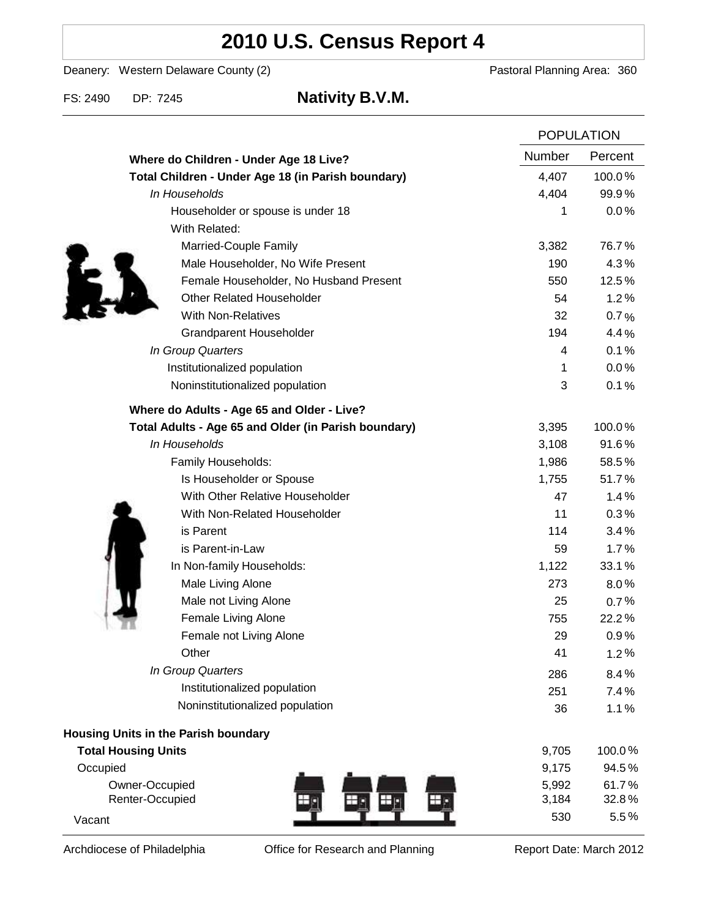# 2010 U.S. Census Report 4

Deanery: Western Delaware County (2) | Pastoral Planning Area: 360

FS: 2490 | DP: 7245

## Nativity B.V.M.

| | POPULATION | |
|---|---|---|
| **Where do Children - Under Age 18 Live?** | Number | Percent |
| **Total Children - Under Age 18 (in Parish boundary)** | 4,407 | 100.0% |
| *In Households* | 4,404 | 99.9% |
| Householder or spouse is under 18 | 1 | 0.0% |
| With Related: | | |
| Married-Couple Family | 3,382 | 76.7% |
| Male Householder, No Wife Present | 190 | 4.3% |
| Female Householder, No Husband Present | 550 | 12.5% |
| Other Related Householder | 54 | 1.2% |
| With Non-Relatives | 32 | 0.7% |
| Grandparent Householder | 194 | 4.4% |
| *In Group Quarters* | 4 | 0.1% |
| Institutionalized population | 1 | 0.0% |
| Noninstitutionalized population | 3 | 0.1% |
| **Where do Adults - Age 65 and Older - Live?** | | |
| **Total Adults - Age 65 and Older (in Parish boundary)** | 3,395 | 100.0% |
| *In Households* | 3,108 | 91.6% |
| Family Households: | 1,986 | 58.5% |
| Is Householder or Spouse | 1,755 | 51.7% |
| With Other Relative Householder | 47 | 1.4% |
| With Non-Related Householder | 11 | 0.3% |
| is Parent | 114 | 3.4% |
| is Parent-in-Law | 59 | 1.7% |
| In Non-family Households: | 1,122 | 33.1% |
| Male Living Alone | 273 | 8.0% |
| Male not Living Alone | 25 | 0.7% |
| Female Living Alone | 755 | 22.2% |
| Female not Living Alone | 29 | 0.9% |
| Other | 41 | 1.2% |
| *In Group Quarters* | 286 | 8.4% |
| Institutionalized population | 251 | 7.4% |
| Noninstitutionalized population | 36 | 1.1% |
| **Housing Units in the Parish boundary** | | |
| **Total Housing Units** | 9,705 | 100.0% |
| Occupied | 9,175 | 94.5% |
| Owner-Occupied | 5,992 | 61.7% |
| Renter-Occupied | 3,184 | 32.8% |
| Vacant | 530 | 5.5% |

Archdiocese of Philadelphia | Office for Research and Planning | Report Date: March 2012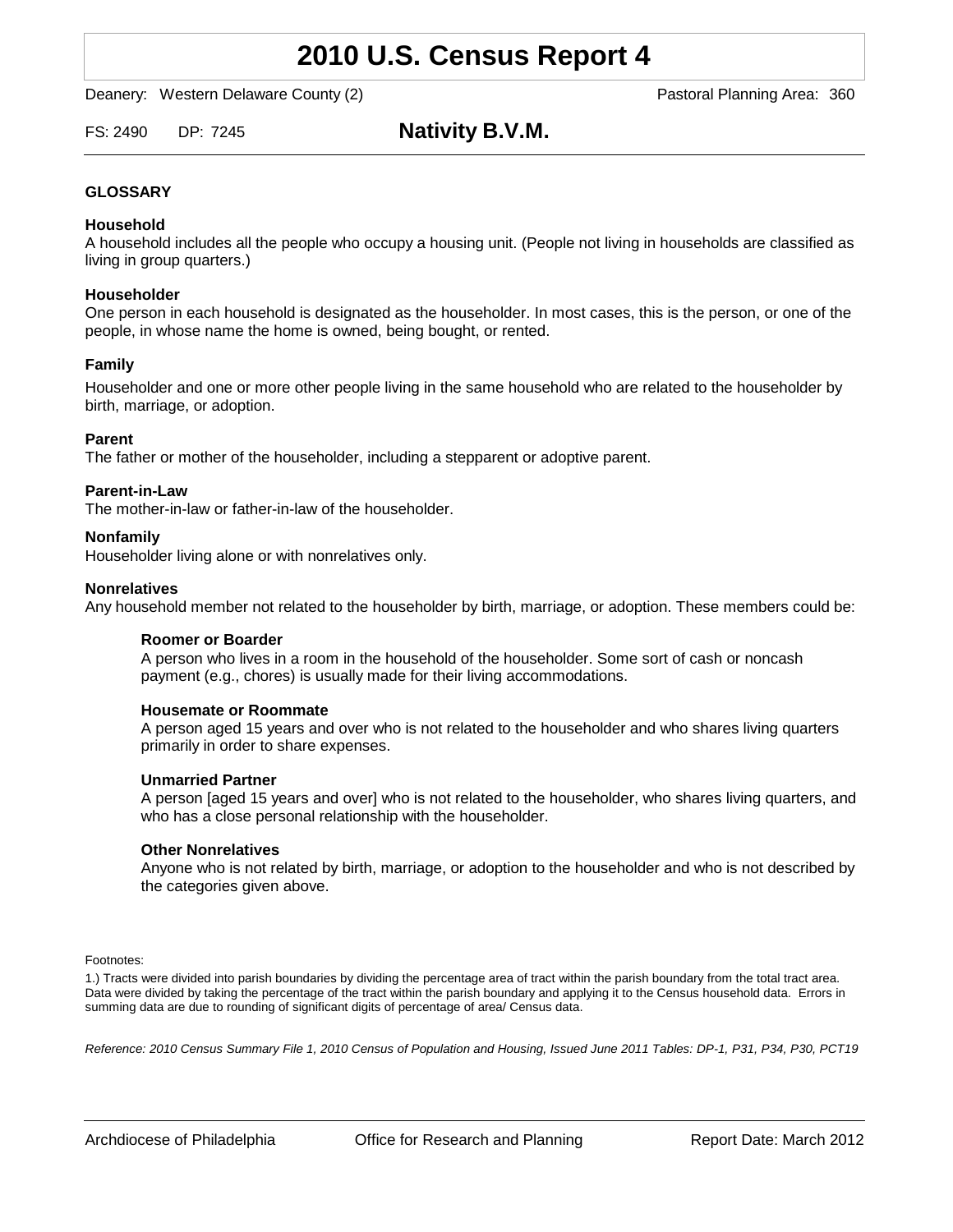# 2010 U.S. Census Report 4

Deanery: Western Delaware County (2) Pastoral Planning Area: 360

FS: 2490 DP: 7245 **Nativity B.V.M.**

## GLOSSARY

**Household**
A household includes all the people who occupy a housing unit. (People not living in households are classified as living in group quarters.)

**Householder**
One person in each household is designated as the householder. In most cases, this is the person, or one of the people, in whose name the home is owned, being bought, or rented.

**Family**

Householder and one or more other people living in the same household who are related to the householder by birth, marriage, or adoption.

**Parent**
The father or mother of the householder, including a stepparent or adoptive parent.

**Parent-in-Law**
The mother-in-law or father-in-law of the householder.

**Nonfamily**
Householder living alone or with nonrelatives only.

**Nonrelatives**
Any household member not related to the householder by birth, marriage, or adoption. These members could be:

> **Roomer or Boarder**
> A person who lives in a room in the household of the householder. Some sort of cash or noncash payment (e.g., chores) is usually made for their living accommodations.
>
> **Housemate or Roommate**
> A person aged 15 years and over who is not related to the householder and who shares living quarters primarily in order to share expenses.
>
> **Unmarried Partner**
> A person [aged 15 years and over] who is not related to the householder, who shares living quarters, and who has a close personal relationship with the householder.
>
> **Other Nonrelatives**
> Anyone who is not related by birth, marriage, or adoption to the householder and who is not described by the categories given above.

Footnotes:

1.) Tracts were divided into parish boundaries by dividing the percentage area of tract within the parish boundary from the total tract area. Data were divided by taking the percentage of the tract within the parish boundary and applying it to the Census household data. Errors in summing data are due to rounding of significant digits of percentage of area/ Census data.

*Reference: 2010 Census Summary File 1, 2010 Census of Population and Housing, Issued June 2011 Tables: DP-1, P31, P34, P30, PCT19*

Archdiocese of Philadelphia Office for Research and Planning Report Date: March 2012